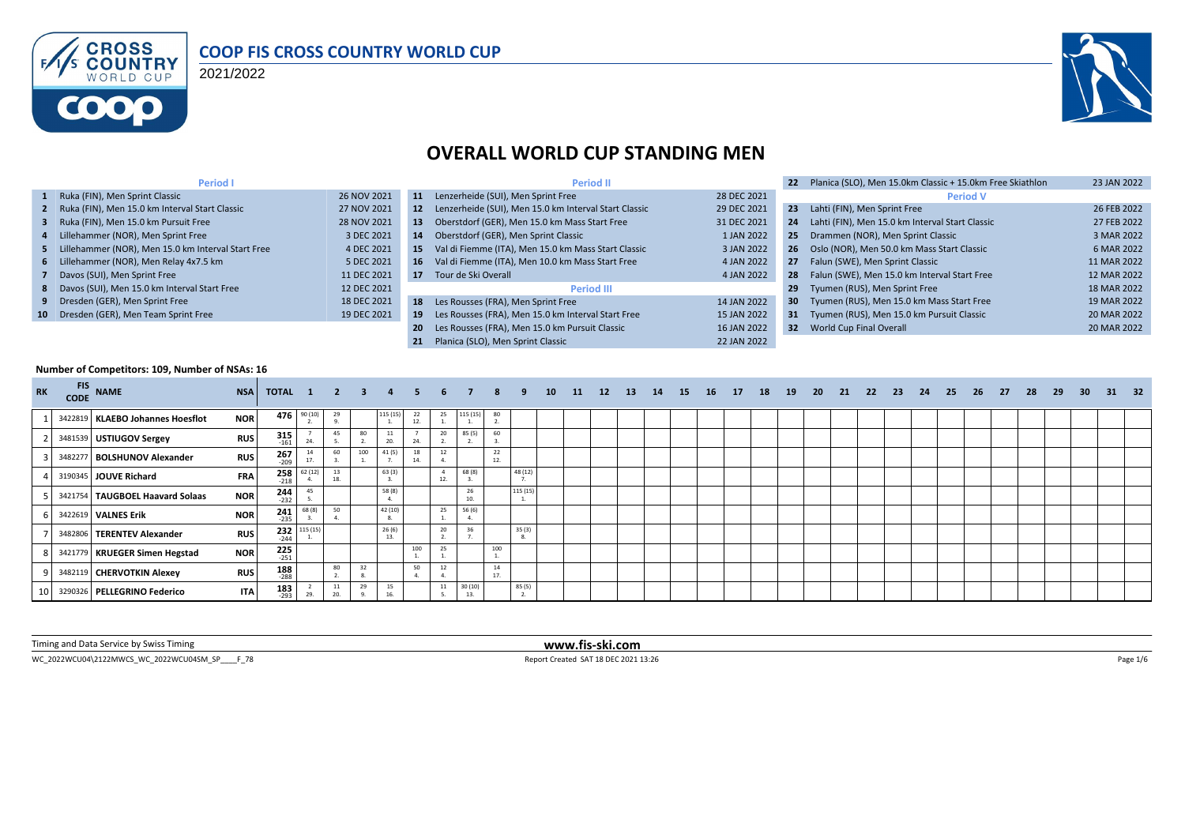# COOP FIS CROSS COUNTRY WORLD CUP

2021/2022

## OVERALL WORLD CUP STANDING MEN

### Period I

| # | Event | Date |
|---|---|---|
| 1 | Ruka (FIN), Men Sprint Classic | 26 NOV 2021 |
| 2 | Ruka (FIN), Men 15.0 km Interval Start Classic | 27 NOV 2021 |
| 3 | Ruka (FIN), Men 15.0 km Pursuit Free | 28 NOV 2021 |
| 4 | Lillehammer (NOR), Men Sprint Free | 3 DEC 2021 |
| 5 | Lillehammer (NOR), Men 15.0 km Interval Start Free | 4 DEC 2021 |
| 6 | Lillehammer (NOR), Men Relay 4x7.5 km | 5 DEC 2021 |
| 7 | Davos (SUI), Men Sprint Free | 11 DEC 2021 |
| 8 | Davos (SUI), Men 15.0 km Interval Start Free | 12 DEC 2021 |
| 9 | Dresden (GER), Men Sprint Free | 18 DEC 2021 |
| 10 | Dresden (GER), Men Team Sprint Free | 19 DEC 2021 |

### Period II

| # | Event | Date |
|---|---|---|
| 11 | Lenzerheide (SUI), Men Sprint Free | 28 DEC 2021 |
| 12 | Lenzerheide (SUI), Men 15.0 km Interval Start Classic | 29 DEC 2021 |
| 13 | Oberstdorf (GER), Men 15.0 km Mass Start Free | 31 DEC 2021 |
| 14 | Oberstdorf (GER), Men Sprint Classic | 1 JAN 2022 |
| 15 | Val di Fiemme (ITA), Men 15.0 km Mass Start Classic | 3 JAN 2022 |
| 16 | Val di Fiemme (ITA), Men 10.0 km Mass Start Free | 4 JAN 2022 |
| 17 | Tour de Ski Overall | 4 JAN 2022 |

### Period III

| # | Event | Date |
|---|---|---|
| 18 | Les Rousses (FRA), Men Sprint Free | 14 JAN 2022 |
| 19 | Les Rousses (FRA), Men 15.0 km Interval Start Free | 15 JAN 2022 |
| 20 | Les Rousses (FRA), Men 15.0 km Pursuit Classic | 16 JAN 2022 |
| 21 | Planica (SLO), Men Sprint Classic | 22 JAN 2022 |
| 22 | Planica (SLO), Men 15.0km Classic + 15.0km Free Skiathlon | 23 JAN 2022 |

### Period V

| # | Event | Date |
|---|---|---|
| 23 | Lahti (FIN), Men Sprint Free | 26 FEB 2022 |
| 24 | Lahti (FIN), Men 15.0 km Interval Start Classic | 27 FEB 2022 |
| 25 | Drammen (NOR), Men Sprint Classic | 3 MAR 2022 |
| 26 | Oslo (NOR), Men 50.0 km Mass Start Classic | 6 MAR 2022 |
| 27 | Falun (SWE), Men Sprint Classic | 11 MAR 2022 |
| 28 | Falun (SWE), Men 15.0 km Interval Start Free | 12 MAR 2022 |
| 29 | Tyumen (RUS), Men Sprint Free | 18 MAR 2022 |
| 30 | Tyumen (RUS), Men 15.0 km Mass Start Free | 19 MAR 2022 |
| 31 | Tyumen (RUS), Men 15.0 km Pursuit Classic | 20 MAR 2022 |
| 32 | World Cup Final Overall | 20 MAR 2022 |

**Number of Competitors: 109, Number of NSAs: 16**

| RK | FIS CODE | NAME | NSA | TOTAL | 1 | 2 | 3 | 4 | 5 | 6 | 7 | 8 | 9 | 10 | 11 | 12 | 13 | 14 | 15 | 16 | 17 | 18 | 19 | 20 | 21 | 22 | 23 | 24 | 25 | 26 | 27 | 28 | 29 | 30 | 31 | 32 |
|---|---|---|---|---|---|---|---|---|---|---|---|---|---|---|---|---|---|---|---|---|---|---|---|---|---|---|---|---|---|---|---|---|---|---|---|---|
| 1 | 3422819 | **KLAEBO Johannes Hoesflot** | NOR | 476 | 90 (10) 2. | 29 9. | | 115 (15) 1. | 22 12. | 25 1. | 115 (15) 1. | 80 2. | | | | | | | | | | | | | | | | | | | | | | | | |
| 2 | 3481539 | **USTIUGOV Sergey** | RUS | 315 -161 | 7 24. | 45 5. | 80 2. | 11 20. | 7 24. | 20 2. | 85 (5) 2. | 60 3. | | | | | | | | | | | | | | | | | | | | | | | | |
| 3 | 3482277 | **BOLSHUNOV Alexander** | RUS | 267 -209 | 14 17. | 60 3. | 100 1. | 41 (5) 7. | 18 14. | 12 4. | | 22 12. | | | | | | | | | | | | | | | | | | | | | | | | |
| 4 | 3190345 | **JOUVE Richard** | FRA | 258 -218 | 62 (12) 4. | 13 18. | | 63 (3) 3. | | 4 12. | 68 (8) 3. | | 48 (12) 7. | | | | | | | | | | | | | | | | | | | | | | | |
| 5 | 3421754 | **TAUGBOEL Haavard Solaas** | NOR | 244 -232 | 45 5. | | | 58 (8) 4. | | | 26 10. | | 115 (15) 1. | | | | | | | | | | | | | | | | | | | | | | | |
| 6 | 3422619 | **VALNES Erik** | NOR | 241 -235 | 68 (8) 3. | 50 4. | | 42 (10) 8. | | 25 1. | 56 (6) 4. | | | | | | | | | | | | | | | | | | | | | | | | | |
| 7 | 3482806 | **TERENTEV Alexander** | RUS | 232 -244 | 115 (15) 1. | | | 26 (6) 13. | | 20 2. | 36 7. | | 35 (3) 8. | | | | | | | | | | | | | | | | | | | | | | | |
| 8 | 3421779 | **KRUEGER Simen Hegstad** | NOR | 225 -251 | | | | | 100 1. | 25 1. | | 100 1. | | | | | | | | | | | | | | | | | | | | | | | | |
| 9 | 3482119 | **CHERVOTKIN Alexey** | RUS | 188 -288 | | 80 2. | 32 8. | | 50 4. | 12 4. | | 14 17. | | | | | | | | | | | | | | | | | | | | | | | | |
| 10 | 3290326 | **PELLEGRINO Federico** | ITA | 183 -293 | 2 29. | 11 20. | 29 9. | 15 16. | | 11 5. | 30 (10) 13. | | 85 (5) 2. | | | | | | | | | | | | | | | | | | | | | | | |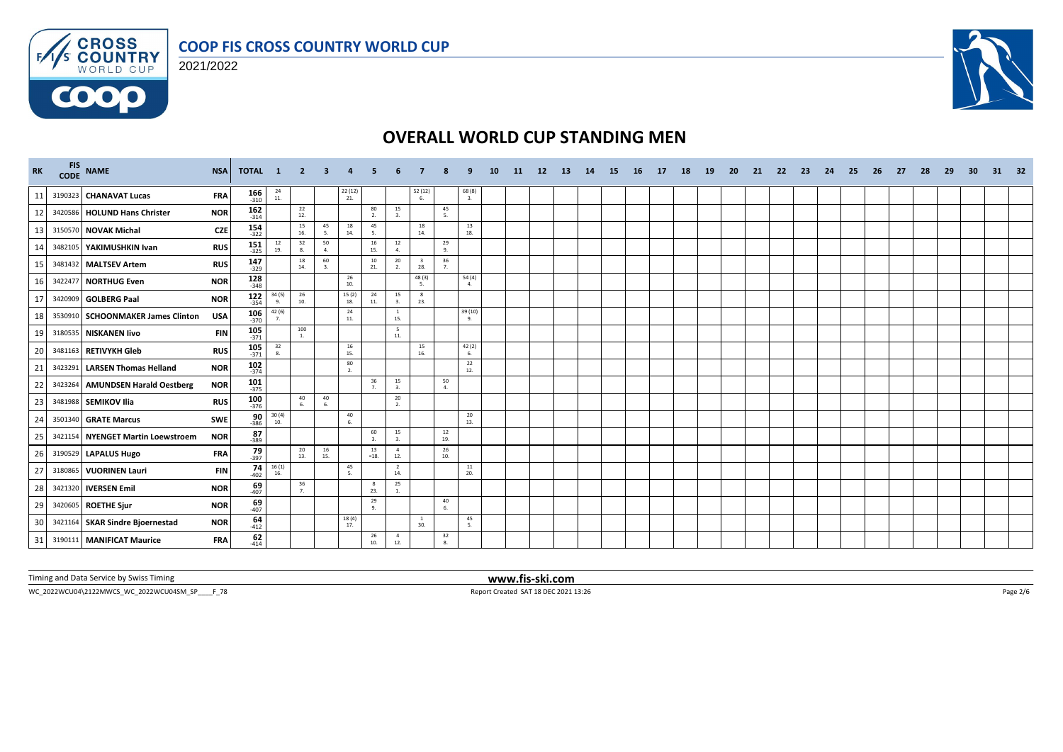# COOP FIS CROSS COUNTRY WORLD CUP

2021/2022

## OVERALL WORLD CUP STANDING MEN

| RK | FIS CODE | NAME | NSA | TOTAL | 1 | 2 | 3 | 4 | 5 | 6 | 7 | 8 | 9 | 10 | 11 | 12 | 13 | 14 | 15 | 16 | 17 | 18 | 19 | 20 | 21 | 22 | 23 | 24 | 25 | 26 | 27 | 28 | 29 | 30 | 31 | 32 |
|---|---|---|---|---|---|---|---|---|---|---|---|---|---|---|---|---|---|---|---|---|---|---|---|---|---|---|---|---|---|---|---|---|---|---|---|---|
| 11 | 3190323 | CHANAVAT Lucas | FRA | 166 -310 | 24 11. | | | 22 (12) 21. | | | 52 (12) 6. | | 68 (8) 3. | | | | | | | | | | | | | | | | | | | | | | | |
| 12 | 3420586 | HOLUND Hans Christer | NOR | 162 -314 | | 22 12. | | | 80 2. | 15 3. | | 45 5. | | | | | | | | | | | | | | | | | | | | | | | | |
| 13 | 3150570 | NOVAK Michal | CZE | 154 -322 | | 15 16. | 45 5. | 18 14. | 45 5. | | 18 14. | | 13 18. | | | | | | | | | | | | | | | | | | | | | | | |
| 14 | 3482105 | YAKIMUSHKIN Ivan | RUS | 151 -325 | 12 19. | 32 8. | 50 4. | | 16 15. | 12 4. | | 29 9. | | | | | | | | | | | | | | | | | | | | | | | | |
| 15 | 3481432 | MALTSEV Artem | RUS | 147 -329 | | 18 14. | 60 3. | | 10 21. | 20 2. | 3 28. | 36 7. | | | | | | | | | | | | | | | | | | | | | | | | |
| 16 | 3422477 | NORTHUG Even | NOR | 128 -348 | | | | 26 10. | | | 48 (3) 5. | | 54 (4) 4. | | | | | | | | | | | | | | | | | | | | | | | |
| 17 | 3420909 | GOLBERG Paal | NOR | 122 -354 | 34 (5) 9. | 26 10. | | 15 (2) 18. | 24 11. | 15 3. | 8 23. | | | | | | | | | | | | | | | | | | | | | | | | | |
| 18 | 3530910 | SCHOONMAKER James Clinton | USA | 106 -370 | 42 (6) 7. | | | 24 11. | | 1 15. | | | 39 (10) 9. | | | | | | | | | | | | | | | | | | | | | | | |
| 19 | 3180535 | NISKANEN Iivo | FIN | 105 -371 | | 100 1. | | | | 5 11. | | | | | | | | | | | | | | | | | | | | | | | | | | |
| 20 | 3481163 | RETIVYKH Gleb | RUS | 105 -371 | 32 8. | | | 16 15. | | | 15 16. | | 42 (2) 6. | | | | | | | | | | | | | | | | | | | | | | | |
| 21 | 3423291 | LARSEN Thomas Helland | NOR | 102 -374 | | | | 80 2. | | | | | 22 12. | | | | | | | | | | | | | | | | | | | | | | | |
| 22 | 3423264 | AMUNDSEN Harald Oestberg | NOR | 101 -375 | | | | | 36 7. | 15 3. | | 50 4. | | | | | | | | | | | | | | | | | | | | | | | | |
| 23 | 3481988 | SEMIKOV Ilia | RUS | 100 -376 | | 40 6. | 40 6. | | | 20 2. | | | | | | | | | | | | | | | | | | | | | | | | | | |
| 24 | 3501340 | GRATE Marcus | SWE | 90 -386 | 30 (4) 10. | | | 40 6. | | | | | 20 13. | | | | | | | | | | | | | | | | | | | | | | | |
| 25 | 3421154 | NYENGET Martin Loewstroem | NOR | 87 -389 | | | | | 60 3. | 15 3. | | 12 19. | | | | | | | | | | | | | | | | | | | | | | | | |
| 26 | 3190529 | LAPALUS Hugo | FRA | 79 -397 | | 20 13. | 16 15. | | 13 =18. | 4 12. | | 26 10. | | | | | | | | | | | | | | | | | | | | | | | | |
| 27 | 3180865 | VUORINEN Lauri | FIN | 74 -402 | 16 (1) 16. | | | 45 5. | | 2 14. | | | 11 20. | | | | | | | | | | | | | | | | | | | | | | | |
| 28 | 3421320 | IVERSEN Emil | NOR | 69 -407 | | 36 7. | | | 8 23. | 25 1. | | | | | | | | | | | | | | | | | | | | | | | | | | |
| 29 | 3420605 | ROETHE Sjur | NOR | 69 -407 | | | | | 29 9. | | | 40 6. | | | | | | | | | | | | | | | | | | | | | | | | |
| 30 | 3421164 | SKAR Sindre Bjoernestad | NOR | 64 -412 | | | | 18 (4) 17. | | | 1 30. | | 45 5. | | | | | | | | | | | | | | | | | | | | | | | |
| 31 | 3190111 | MANIFICAT Maurice | FRA | 62 -414 | | | | | 26 10. | 4 12. | | 32 8. | | | | | | | | | | | | | | | | | | | | | | | | |

Timing and Data Service by Swiss Timing

www.fis-ski.com

WC_2022WCU04\2122MWCS_WC_2022WCU04SM_SP____F_78

Report Created SAT 18 DEC 2021 13:26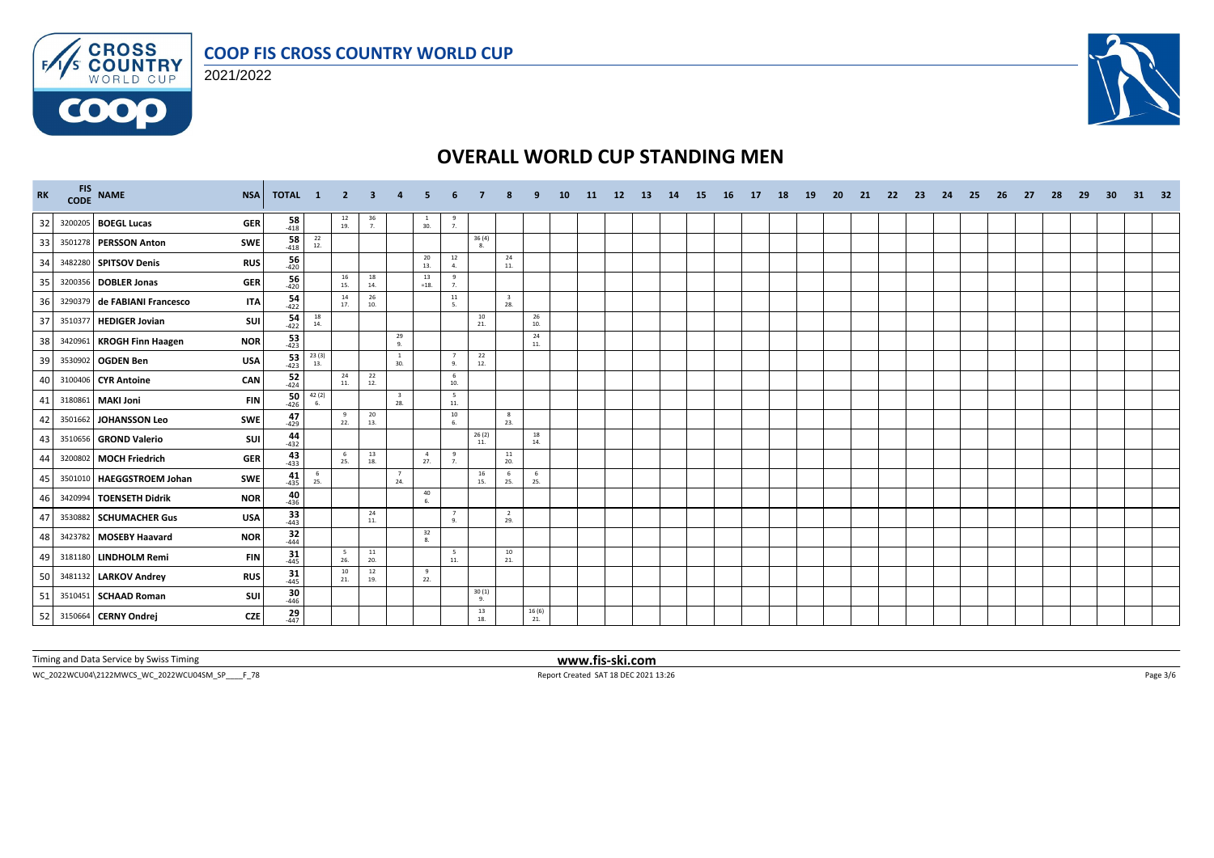# COOP FIS CROSS COUNTRY WORLD CUP

2021/2022

## OVERALL WORLD CUP STANDING MEN

| RK | FIS CODE | NAME | NSA | TOTAL | 1 | 2 | 3 | 4 | 5 | 6 | 7 | 8 | 9 | 10 | 11 | 12 | 13 | 14 | 15 | 16 | 17 | 18 | 19 | 20 | 21 | 22 | 23 | 24 | 25 | 26 | 27 | 28 | 29 | 30 | 31 | 32 |
|---|---|---|---|---|---|---|---|---|---|---|---|---|---|---|---|---|---|---|---|---|---|---|---|---|---|---|---|---|---|---|---|---|---|---|---|---|
| 32 | 3200205 | **BOEGL Lucas** | **GER** | 58 -418 | | 12 19. | 36 7. | | 1 30. | 9 7. | | | | | | | | | | | | | | | | | | | | | | | | | | |
| 33 | 3501278 | **PERSSON Anton** | **SWE** | 58 -418 | 22 12. | | | | | | 36 (4) 8. | | | | | | | | | | | | | | | | | | | | | | | | | |
| 34 | 3482280 | **SPITSOV Denis** | **RUS** | 56 -420 | | | | | 20 13. | 12 4. | | 24 11. | | | | | | | | | | | | | | | | | | | | | | | | |
| 35 | 3200356 | **DOBLER Jonas** | **GER** | 56 -420 | | 16 15. | 18 14. | | 13 =18. | 9 7. | | | | | | | | | | | | | | | | | | | | | | | | | | |
| 36 | 3290379 | **de FABIANI Francesco** | **ITA** | 54 -422 | | 14 17. | 26 10. | | | 11 5. | | 3 28. | | | | | | | | | | | | | | | | | | | | | | | | |
| 37 | 3510377 | **HEDIGER Jovian** | **SUI** | 54 -422 | 18 14. | | | | | | 10 21. | | 26 10. | | | | | | | | | | | | | | | | | | | | | | | |
| 38 | 3420961 | **KROGH Finn Haagen** | **NOR** | 53 -423 | | | | 29 9. | | | | | 24 11. | | | | | | | | | | | | | | | | | | | | | | | |
| 39 | 3530902 | **OGDEN Ben** | **USA** | 53 -423 | 23 (3) 13. | | | 1 30. | | 7 9. | 22 12. | | | | | | | | | | | | | | | | | | | | | | | | | |
| 40 | 3100406 | **CYR Antoine** | **CAN** | 52 -424 | | 24 11. | 22 12. | | | 6 10. | | | | | | | | | | | | | | | | | | | | | | | | | | |
| 41 | 3180861 | **MAKI Joni** | **FIN** | 50 -426 | 42 (2) 6. | | | 3 28. | | 5 11. | | | | | | | | | | | | | | | | | | | | | | | | | | |
| 42 | 3501662 | **JOHANSSON Leo** | **SWE** | 47 -429 | | 9 22. | 20 13. | | | 10 6. | | 8 23. | | | | | | | | | | | | | | | | | | | | | | | | |
| 43 | 3510656 | **GROND Valerio** | **SUI** | 44 -432 | | | | | | | 26 (2) 11. | | 18 14. | | | | | | | | | | | | | | | | | | | | | | | |
| 44 | 3200802 | **MOCH Friedrich** | **GER** | 43 -433 | | 6 25. | 13 18. | | 4 27. | 9 7. | | 11 20. | | | | | | | | | | | | | | | | | | | | | | | | |
| 45 | 3501010 | **HAEGGSTROEM Johan** | **SWE** | 41 -435 | 6 25. | | | 7 24. | | | 16 15. | 6 25. | 6 25. | | | | | | | | | | | | | | | | | | | | | | | |
| 46 | 3420994 | **TOENSETH Didrik** | **NOR** | 40 -436 | | | | | 40 6. | | | | | | | | | | | | | | | | | | | | | | | | | | | |
| 47 | 3530882 | **SCHUMACHER Gus** | **USA** | 33 -443 | | | 24 11. | | | 7 9. | | 2 29. | | | | | | | | | | | | | | | | | | | | | | | | |
| 48 | 3423782 | **MOSEBY Haavard** | **NOR** | 32 -444 | | | | | 32 8. | | | | | | | | | | | | | | | | | | | | | | | | | | | |
| 49 | 3181180 | **LINDHOLM Remi** | **FIN** | 31 -445 | | 5 26. | 11 20. | | | 5 11. | | 10 21. | | | | | | | | | | | | | | | | | | | | | | | | |
| 50 | 3481132 | **LARKOV Andrey** | **RUS** | 31 -445 | | 10 21. | 12 19. | | 9 22. | | | | | | | | | | | | | | | | | | | | | | | | | | | |
| 51 | 3510451 | **SCHAAD Roman** | **SUI** | 30 -446 | | | | | | | 30 (1) 9. | | | | | | | | | | | | | | | | | | | | | | | | | |
| 52 | 3150664 | **CERNY Ondrej** | **CZE** | 29 -447 | | | | | | | 13 18. | | 16 (6) 21. | | | | | | | | | | | | | | | | | | | | | | | |

Timing and Data Service by Swiss Timing

www.fis-ski.com

WC_2022WCU04\2122MWCS_WC_2022WCU04SM_SP____F_78

Report Created SAT 18 DEC 2021 13:26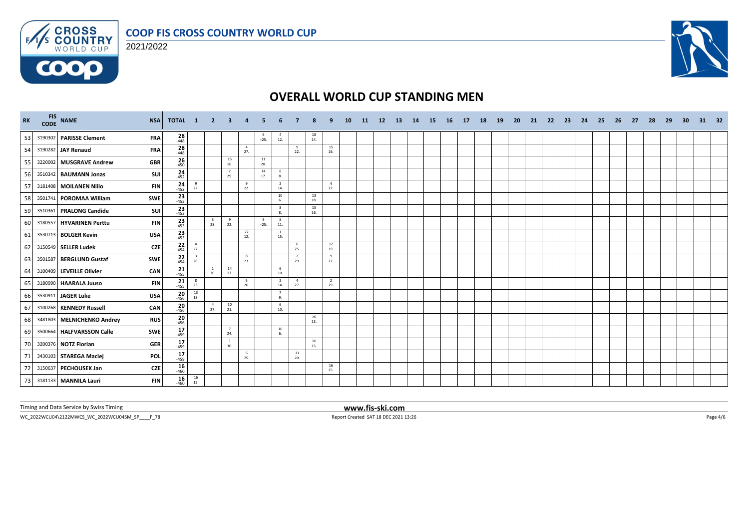# OVERALL WORLD CUP STANDING MEN

COOP FIS CROSS COUNTRY WORLD CUP 2021/2022

| RK | FIS CODE | NAME | NSA | TOTAL | 1 | 2 | 3 | 4 | 5 | 6 | 7 | 8 | 9 | 10 | 11 | 12 | 13 | 14 | 15 | 16 | 17 | 18 | 19 | 20 | 21 | 22 | 23 | 24 | 25 | 26 | 27 | 28 | 29 | 30 | 31 | 32 |
|---|---|---|---|---|---|---|---|---|---|---|---|---|---|---|---|---|---|---|---|---|---|---|---|---|---|---|---|---|---|---|---|---|---|---|---|---|
| 53 | 3190302 | PARISSE Clement | FRA | 28 -448 | | | | | 6 =25. | 4 12. | | 18 14. | | | | | | | | | | | | | | | | | | | | | | | | |
| 54 | 3190282 | JAY Renaud | FRA | 28 -448 | | | | 4 27. | | | 9 22. | | 15 16. | | | | | | | | | | | | | | | | | | | | | | | |
| 55 | 3220002 | MUSGRAVE Andrew | GBR | 26 -450 | | | 15 16. | | 11 20. | | | | | | | | | | | | | | | | | | | | | | | | | | | |
| 56 | 3510342 | BAUMANN Jonas | SUI | 24 -452 | | | 2 29. | | 14 17. | 8 8. | | | | | | | | | | | | | | | | | | | | | | | | | | |
| 57 | 3181408 | MOILANEN Niilo | FIN | 24 -452 | 9 22. | | | 9 22. | | 2 14. | | | 4 27. | | | | | | | | | | | | | | | | | | | | | | | |
| 58 | 3501741 | POROMAA William | SWE | 23 -453 | | | | | | 10 6. | | 13 18. | | | | | | | | | | | | | | | | | | | | | | | | |
| 59 | 3510361 | PRALONG Candide | SUI | 23 -453 | | | | | | 8 8. | | 15 16. | | | | | | | | | | | | | | | | | | | | | | | | |
| 60 | 3180557 | HYVARINEN Perttu | FIN | 23 -453 | | 3 28. | 9 22. | | 6 =25. | 5 11. | | | | | | | | | | | | | | | | | | | | | | | | | | |
| 61 | 3530713 | BOLGER Kevin | USA | 23 -453 | | | | 22 12. | | 1 15. | | | | | | | | | | | | | | | | | | | | | | | | | | |
| 62 | 3150549 | SELLER Ludek | CZE | 22 -454 | 4 27. | | | | | | 6 25. | | 12 19. | | | | | | | | | | | | | | | | | | | | | | | |
| 63 | 3501587 | BERGLUND Gustaf | SWE | 22 -454 | 3 28. | | | 8 23. | | | 2 29. | | 9 22. | | | | | | | | | | | | | | | | | | | | | | | |
| 64 | 3100409 | LEVEILLE Olivier | CAN | 21 -455 | | 1 30. | 14 17. | | | 6 10. | | | | | | | | | | | | | | | | | | | | | | | | | | |
| 65 | 3180990 | HAARALA Juuso | FIN | 21 -455 | 8 23. | | | 5 26. | | 2 14. | 4 27. | | 2 29. | | | | | | | | | | | | | | | | | | | | | | | |
| 66 | 3530911 | JAGER Luke | USA | 20 -456 | 13 18. | | | | | 7 9. | | | | | | | | | | | | | | | | | | | | | | | | | | |
| 67 | 3100268 | KENNEDY Russell | CAN | 20 -456 | | 4 27. | 10 21. | | | 6 10. | | | | | | | | | | | | | | | | | | | | | | | | | | |
| 68 | 3481803 | MELNICHENKO Andrey | RUS | 20 -456 | | | | | | | | 20 13. | | | | | | | | | | | | | | | | | | | | | | | | |
| 69 | 3500664 | HALFVARSSON Calle | SWE | 17 -459 | | | 7 24. | | | 10 6. | | | | | | | | | | | | | | | | | | | | | | | | | | |
| 70 | 3200376 | NOTZ Florian | GER | 17 -459 | | | 1 30. | | | | | 16 15. | | | | | | | | | | | | | | | | | | | | | | | | |
| 71 | 3430103 | STAREGA Maciej | POL | 17 -459 | | | | 6 25. | | | 11 20. | | | | | | | | | | | | | | | | | | | | | | | | | |
| 72 | 3150637 | PECHOUSEK Jan | CZE | 16 -460 | | | | | | | | | 16 15. | | | | | | | | | | | | | | | | | | | | | | | |
| 73 | 3181133 | MANNILA Lauri | FIN | 16 -460 | 16 15. | | | | | | | | | | | | | | | | | | | | | | | | | | | | | | | |

Timing and Data Service by Swiss Timing

www.fis-ski.com

WC_2022WCU04\2122MWCS_WC_2022WCU04SM_SP____F_78

Report Created SAT 18 DEC 2021 13:26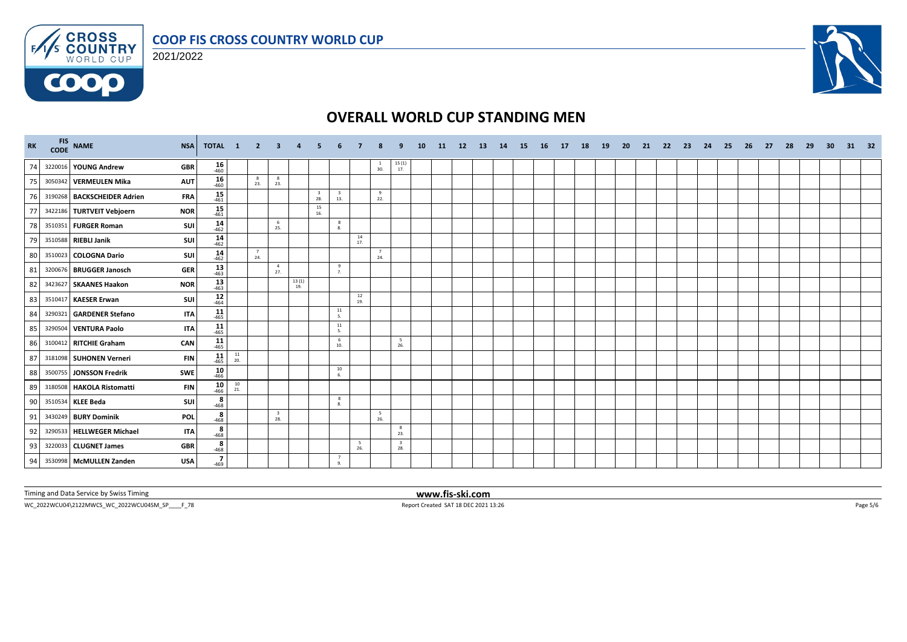# OVERALL WORLD CUP STANDING MEN

COOP FIS CROSS COUNTRY WORLD CUP

2021/2022

| RK | FIS CODE | NAME | NSA | TOTAL | 1 | 2 | 3 | 4 | 5 | 6 | 7 | 8 | 9 | 10 | 11 | 12 | 13 | 14 | 15 | 16 | 17 | 18 | 19 | 20 | 21 | 22 | 23 | 24 | 25 | 26 | 27 | 28 | 29 | 30 | 31 | 32 |
|---|---|---|---|---|---|---|---|---|---|---|---|---|---|---|---|---|---|---|---|---|---|---|---|---|---|---|---|---|---|---|---|---|---|---|---|---|
| 74 | 3220016 | YOUNG Andrew | GBR | 16 -460 | | | | | | | | 1 30. | 15 (1) 17. | | | | | | | | | | | | | | | | | | | | | | | |
| 75 | 3050342 | VERMEULEN Mika | AUT | 16 -460 | | 8 23. | 8 23. | | | | | | | | | | | | | | | | | | | | | | | | | | | | | |
| 76 | 3190268 | BACKSCHEIDER Adrien | FRA | 15 -461 | | | | | 3 28. | 3 13. | | 9 22. | | | | | | | | | | | | | | | | | | | | | | | | |
| 77 | 3422186 | TURTVEIT Vebjoern | NOR | 15 -461 | | | | | 15 16. | | | | | | | | | | | | | | | | | | | | | | | | | | | |
| 78 | 3510351 | FURGER Roman | SUI | 14 -462 | | | 6 25. | | | 8 8. | | | | | | | | | | | | | | | | | | | | | | | | | | |
| 79 | 3510588 | RIEBLI Janik | SUI | 14 -462 | | | | | | | 14 17. | | | | | | | | | | | | | | | | | | | | | | | | | |
| 80 | 3510023 | COLOGNA Dario | SUI | 14 -462 | | 7 24. | | | | | | 7 24. | | | | | | | | | | | | | | | | | | | | | | | | |
| 81 | 3200676 | BRUGGER Janosch | GER | 13 -463 | | | 4 27. | | | 9 7. | | | | | | | | | | | | | | | | | | | | | | | | | | |
| 82 | 3423627 | SKAANES Haakon | NOR | 13 -463 | | | | 13 (1) 19. | | | | | | | | | | | | | | | | | | | | | | | | | | | | |
| 83 | 3510417 | KAESER Erwan | SUI | 12 -464 | | | | | | | 12 19. | | | | | | | | | | | | | | | | | | | | | | | | | |
| 84 | 3290321 | GARDENER Stefano | ITA | 11 -465 | | | | | | 11 5. | | | | | | | | | | | | | | | | | | | | | | | | | | |
| 85 | 3290504 | VENTURA Paolo | ITA | 11 -465 | | | | | | 11 5. | | | | | | | | | | | | | | | | | | | | | | | | | | |
| 86 | 3100412 | RITCHIE Graham | CAN | 11 -465 | | | | | | 6 10. | | | 5 26. | | | | | | | | | | | | | | | | | | | | | | | |
| 87 | 3181098 | SUHONEN Verneri | FIN | 11 -465 | 11 20. | | | | | | | | | | | | | | | | | | | | | | | | | | | | | | | |
| 88 | 3500755 | JONSSON Fredrik | SWE | 10 -466 | | | | | | 10 6. | | | | | | | | | | | | | | | | | | | | | | | | | | |
| 89 | 3180508 | HAKOLA Ristomatti | FIN | 10 -466 | 10 21. | | | | | | | | | | | | | | | | | | | | | | | | | | | | | | | |
| 90 | 3510534 | KLEE Beda | SUI | 8 -468 | | | | | | 8 8. | | | | | | | | | | | | | | | | | | | | | | | | | | |
| 91 | 3430249 | BURY Dominik | POL | 8 -468 | | | 3 28. | | | | | 5 26. | | | | | | | | | | | | | | | | | | | | | | | | |
| 92 | 3290533 | HELLWEGER Michael | ITA | 8 -468 | | | | | | | | | 8 23. | | | | | | | | | | | | | | | | | | | | | | | |
| 93 | 3220033 | CLUGNET James | GBR | 8 -468 | | | | | | | 5 26. | | 3 28. | | | | | | | | | | | | | | | | | | | | | | | |
| 94 | 3530998 | McMULLEN Zanden | USA | 7 -469 | | | | | | 7 9. | | | | | | | | | | | | | | | | | | | | | | | | | | |

Timing and Data Service by Swiss Timing

www.fis-ski.com

WC_2022WCU04\2122MWCS_WC_2022WCU04SM_SP____F_78

Report Created SAT 18 DEC 2021 13:26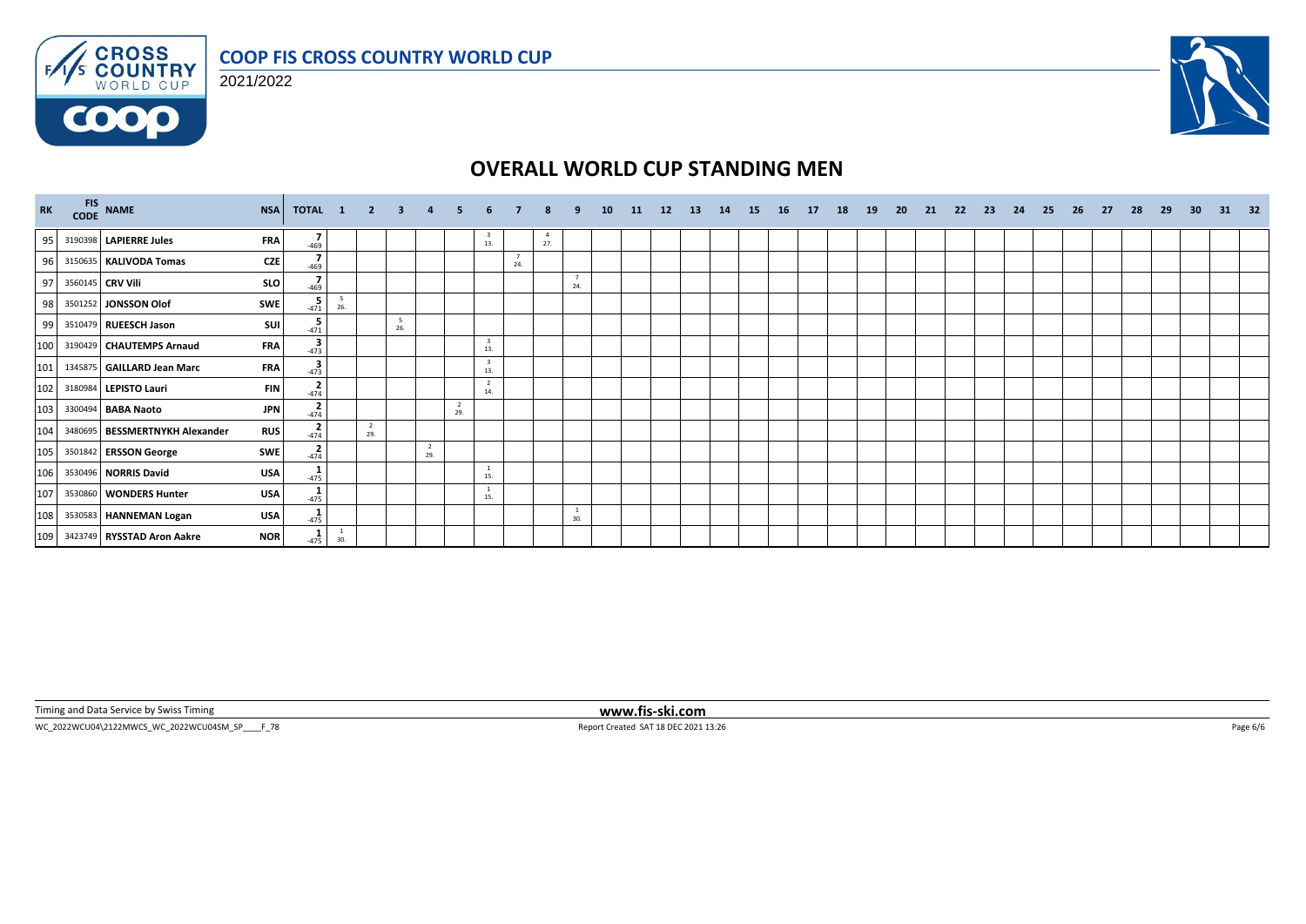# OVERALL WORLD CUP STANDING MEN

| RK | FIS CODE | NAME | NSA | TOTAL | 1 | 2 | 3 | 4 | 5 | 6 | 7 | 8 | 9 | 10 | 11 | 12 | 13 | 14 | 15 | 16 | 17 | 18 | 19 | 20 | 21 | 22 | 23 | 24 | 25 | 26 | 27 | 28 | 29 | 30 | 31 | 32 |
|---|---|---|---|---|---|---|---|---|---|---|---|---|---|---|---|---|---|---|---|---|---|---|---|---|---|---|---|---|---|---|---|---|---|---|---|---|
| 95 | 3190398 | **LAPIERRE Jules** | FRA | **7** -469 | | | | | | 3 13. | | 4 27. | | | | | | | | | | | | | | | | | | | | | | | | |
| 96 | 3150635 | **KALIVODA Tomas** | CZE | **7** -469 | | | | | | | 7 24. | | | | | | | | | | | | | | | | | | | | | | | | | |
| 97 | 3560145 | **CRV Vili** | SLO | **7** -469 | | | | | | | | | 7 24. | | | | | | | | | | | | | | | | | | | | | | | |
| 98 | 3501252 | **JONSSON Olof** | SWE | **5** -471 | 5 26. | | | | | | | | | | | | | | | | | | | | | | | | | | | | | | | |
| 99 | 3510479 | **RUEESCH Jason** | SUI | **5** -471 | | | 5 26. | | | | | | | | | | | | | | | | | | | | | | | | | | | | | |
| 100 | 3190429 | **CHAUTEMPS Arnaud** | FRA | **3** -473 | | | | | | 3 13. | | | | | | | | | | | | | | | | | | | | | | | | | | |
| 101 | 1345875 | **GAILLARD Jean Marc** | FRA | **3** -473 | | | | | | 3 13. | | | | | | | | | | | | | | | | | | | | | | | | | | |
| 102 | 3180984 | **LEPISTO Lauri** | FIN | **2** -474 | | | | | | 2 14. | | | | | | | | | | | | | | | | | | | | | | | | | | |
| 103 | 3300494 | **BABA Naoto** | JPN | **2** -474 | | | | | 2 29. | | | | | | | | | | | | | | | | | | | | | | | | | | | |
| 104 | 3480695 | **BESSMERTNYKH Alexander** | RUS | **2** -474 | | 2 29. | | | | | | | | | | | | | | | | | | | | | | | | | | | | | | |
| 105 | 3501842 | **ERSSON George** | SWE | **2** -474 | | | | 2 29. | | | | | | | | | | | | | | | | | | | | | | | | | | | | |
| 106 | 3530496 | **NORRIS David** | USA | **1** -475 | | | | | | 1 15. | | | | | | | | | | | | | | | | | | | | | | | | | | |
| 107 | 3530860 | **WONDERS Hunter** | USA | **1** -475 | | | | | | 1 15. | | | | | | | | | | | | | | | | | | | | | | | | | | |
| 108 | 3530583 | **HANNEMAN Logan** | USA | **1** -475 | | | | | | | | | 1 30. | | | | | | | | | | | | | | | | | | | | | | | |
| 109 | 3423749 | **RYSSTAD Aron Aakre** | NOR | **1** -475 | 1 30. | | | | | | | | | | | | | | | | | | | | | | | | | | | | | | | |

Timing and Data Service by Swiss Timing

**www.fis-ski.com**

WC_2022WCU04\2122MWCS_WC_2022WCU04SM_SP____F_78

Report Created SAT 18 DEC 2021 13:26